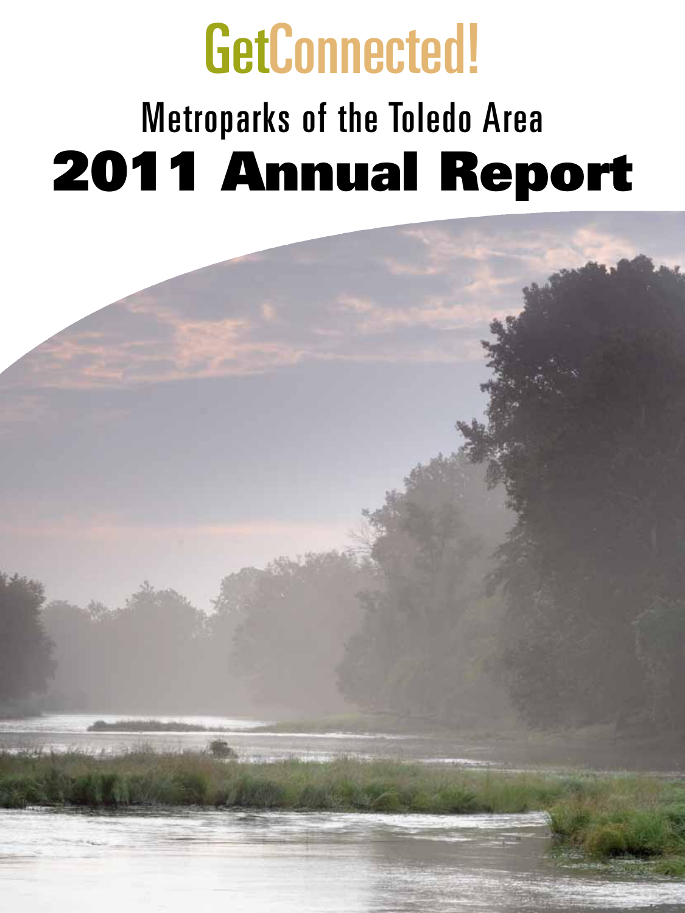# GetConnected!

## Metroparks of the Toledo Area

# 2011 Annual Report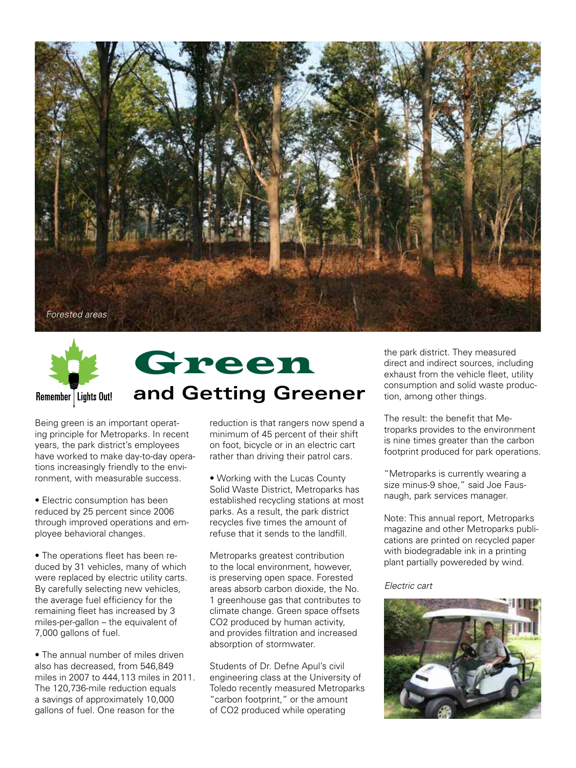*Forested areas*

Remember Lights Out!

# Green and Getting Greener

Being green is an important operating principle for Metroparks. In recent years, the park district's employees have worked to make day-to-day operations increasingly friendly to the environment, with measurable success.

- Electric consumption has been reduced by 25 percent since 2006 through improved operations and employee behavioral changes.

- The operations fleet has been reduced by 31 vehicles, many of which were replaced by electric utility carts. By carefully selecting new vehicles, the average fuel efficiency for the remaining fleet has increased by 3 miles-per-gallon – the equivalent of 7,000 gallons of fuel.

- The annual number of miles driven also has decreased, from 546,849 miles in 2007 to 444,113 miles in 2011. The 120,736-mile reduction equals a savings of approximately 10,000 gallons of fuel. One reason for the reduction is that rangers now spend a minimum of 45 percent of their shift on foot, bicycle or in an electric cart rather than driving their patrol cars.

- Working with the Lucas County Solid Waste District, Metroparks has established recycling stations at most parks. As a result, the park district recycles five times the amount of refuse that it sends to the landfill.

Metroparks greatest contribution to the local environment, however, is preserving open space. Forested areas absorb carbon dioxide, the No. 1 greenhouse gas that contributes to climate change. Green space offsets $CO_2$ produced by human activity, and provides filtration and increased absorption of stormwater.

Students of Dr. Defne Apul's civil engineering class at the University of Toledo recently measured Metroparks "carbon footprint," or the amount of $CO_2$ produced while operating the park district. They measured direct and indirect sources, including exhaust from the vehicle fleet, utility consumption and solid waste production, among other things.

The result: the benefit that Metroparks provides to the environment is nine times greater than the carbon footprint produced for park operations.

"Metroparks is currently wearing a size minus-9 shoe," said Joe Fausnaugh, park services manager.

Note: This annual report, Metroparks magazine and other Metroparks publications are printed on recycled paper with biodegradable ink in a printing plant partially powereded by wind.

*Electric cart*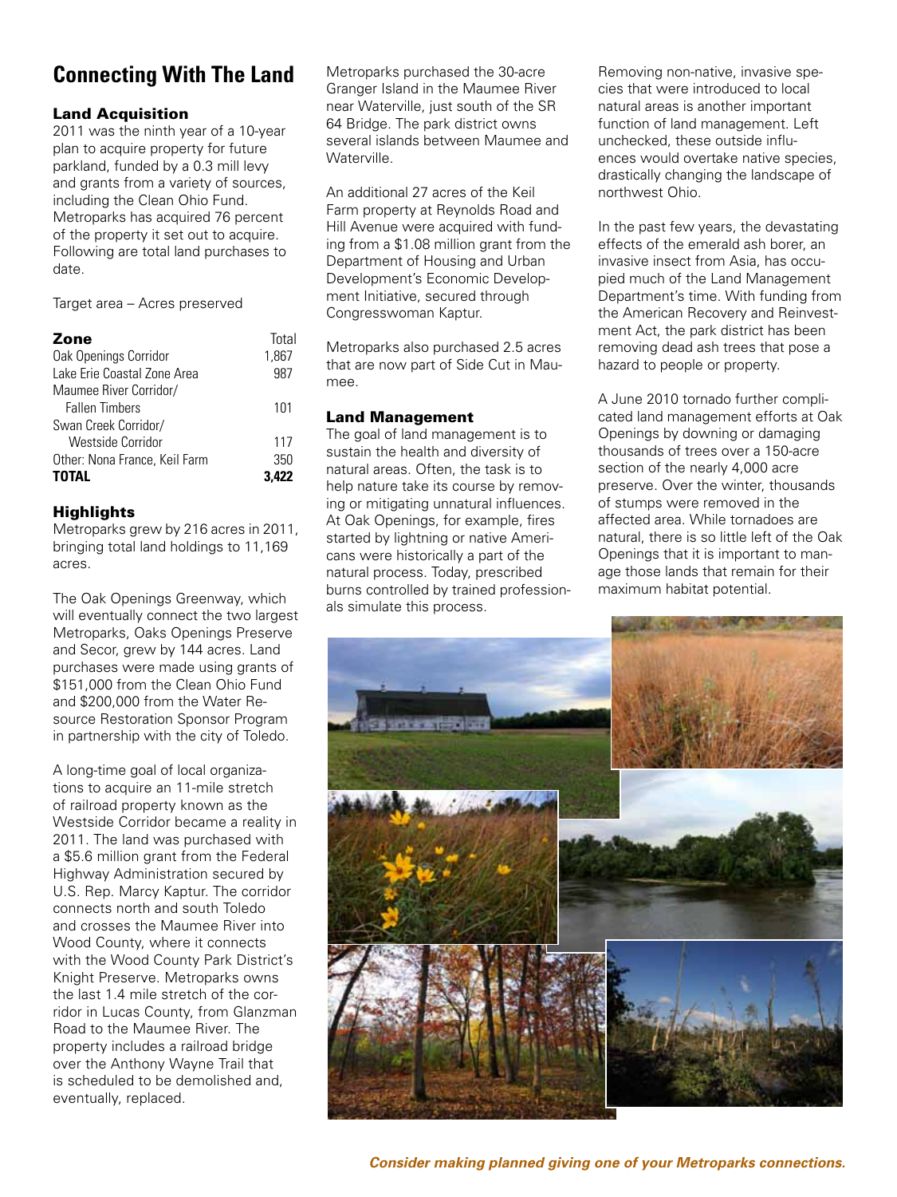## Connecting With The Land

### Land Acquisition

2011 was the ninth year of a 10-year plan to acquire property for future parkland, funded by a 0.3 mill levy and grants from a variety of sources, including the Clean Ohio Fund. Metroparks has acquired 76 percent of the property it set out to acquire. Following are total land purchases to date.

Target area – Acres preserved

| Zone | Total |
|---|---|
| Oak Openings Corridor | 1,867 |
| Lake Erie Coastal Zone Area | 987 |
| Maumee River Corridor/ Fallen Timbers | 101 |
| Swan Creek Corridor/ Westside Corridor | 117 |
| Other: Nona France, Keil Farm | 350 |
| **TOTAL** | **3,422** |

### Highlights

Metroparks grew by 216 acres in 2011, bringing total land holdings to 11,169 acres.

The Oak Openings Greenway, which will eventually connect the two largest Metroparks, Oaks Openings Preserve and Secor, grew by 144 acres. Land purchases were made using grants of $151,000 from the Clean Ohio Fund and $200,000 from the Water Resource Restoration Sponsor Program in partnership with the city of Toledo.

A long-time goal of local organizations to acquire an 11-mile stretch of railroad property known as the Westside Corridor became a reality in 2011. The land was purchased with a $5.6 million grant from the Federal Highway Administration secured by U.S. Rep. Marcy Kaptur. The corridor connects north and south Toledo and crosses the Maumee River into Wood County, where it connects with the Wood County Park District's Knight Preserve. Metroparks owns the last 1.4 mile stretch of the corridor in Lucas County, from Glanzman Road to the Maumee River. The property includes a railroad bridge over the Anthony Wayne Trail that is scheduled to be demolished and, eventually, replaced.

Metroparks purchased the 30-acre Granger Island in the Maumee River near Waterville, just south of the SR 64 Bridge. The park district owns several islands between Maumee and Waterville.

An additional 27 acres of the Keil Farm property at Reynolds Road and Hill Avenue were acquired with funding from a $1.08 million grant from the Department of Housing and Urban Development's Economic Development Initiative, secured through Congresswoman Kaptur.

Metroparks also purchased 2.5 acres that are now part of Side Cut in Maumee.

### Land Management

The goal of land management is to sustain the health and diversity of natural areas. Often, the task is to help nature take its course by removing or mitigating unnatural influences. At Oak Openings, for example, fires started by lightning or native Americans were historically a part of the natural process. Today, prescribed burns controlled by trained professionals simulate this process.

Removing non-native, invasive species that were introduced to local natural areas is another important function of land management. Left unchecked, these outside influences would overtake native species, drastically changing the landscape of northwest Ohio.

In the past few years, the devastating effects of the emerald ash borer, an invasive insect from Asia, has occupied much of the Land Management Department's time. With funding from the American Recovery and Reinvestment Act, the park district has been removing dead ash trees that pose a hazard to people or property.

A June 2010 tornado further complicated land management efforts at Oak Openings by downing or damaging thousands of trees over a 150-acre section of the nearly 4,000 acre preserve. Over the winter, thousands of stumps were removed in the affected area. While tornadoes are natural, there is so little left of the Oak Openings that it is important to manage those lands that remain for their maximum habitat potential.

***Consider making planned giving one of your Metroparks connections.***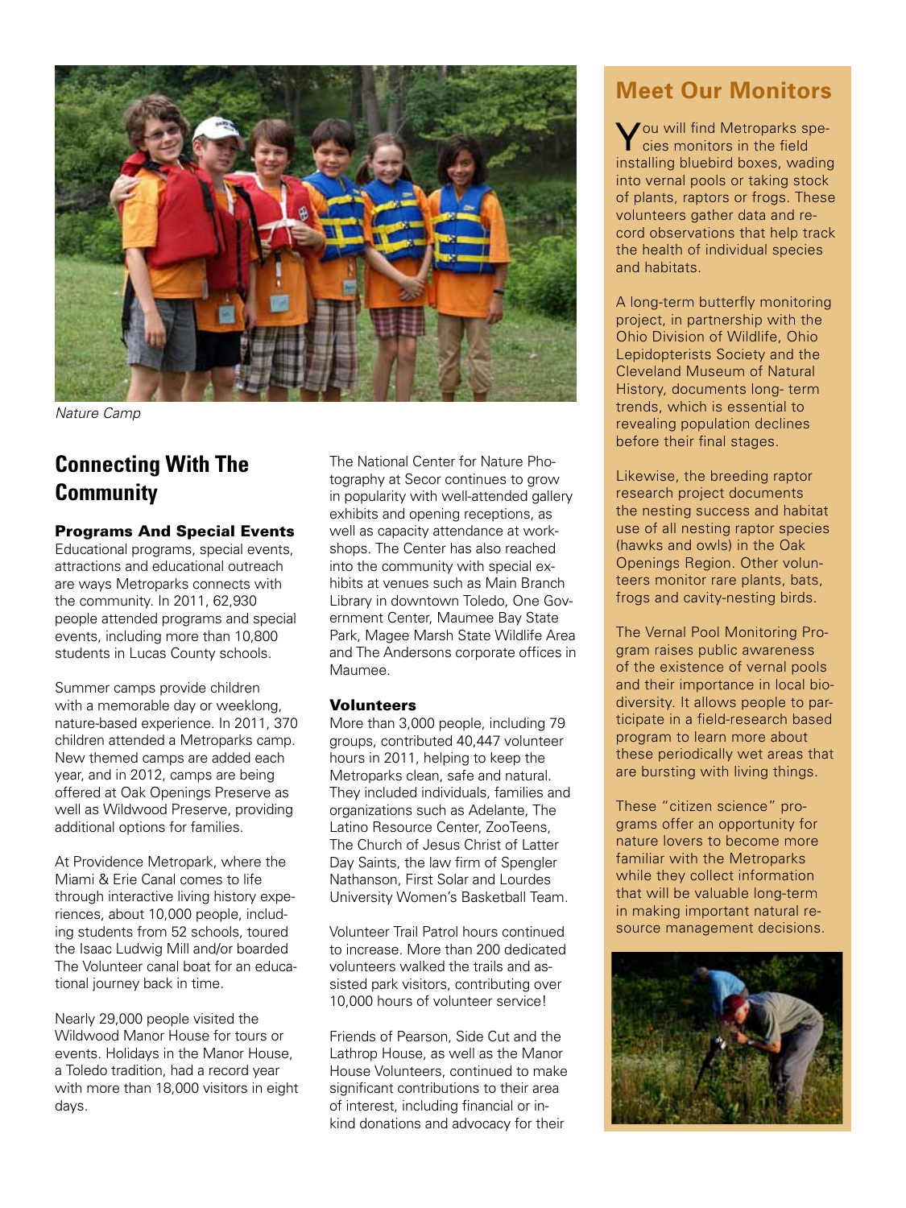*Nature Camp*

## Connecting With The Community

### Programs And Special Events

Educational programs, special events, attractions and educational outreach are ways Metroparks connects with the community. In 2011, 62,930 people attended programs and special events, including more than 10,800 students in Lucas County schools.

Summer camps provide children with a memorable day or weeklong, nature-based experience. In 2011, 370 children attended a Metroparks camp. New themed camps are added each year, and in 2012, camps are being offered at Oak Openings Preserve as well as Wildwood Preserve, providing additional options for families.

At Providence Metropark, where the Miami & Erie Canal comes to life through interactive living history experiences, about 10,000 people, including students from 52 schools, toured the Isaac Ludwig Mill and/or boarded The Volunteer canal boat for an educational journey back in time.

Nearly 29,000 people visited the Wildwood Manor House for tours or events. Holidays in the Manor House, a Toledo tradition, had a record year with more than 18,000 visitors in eight days.

The National Center for Nature Photography at Secor continues to grow in popularity with well-attended gallery exhibits and opening receptions, as well as capacity attendance at workshops. The Center has also reached into the community with special exhibits at venues such as Main Branch Library in downtown Toledo, One Government Center, Maumee Bay State Park, Magee Marsh State Wildlife Area and The Andersons corporate offices in Maumee.

### Volunteers

More than 3,000 people, including 79 groups, contributed 40,447 volunteer hours in 2011, helping to keep the Metroparks clean, safe and natural. They included individuals, families and organizations such as Adelante, The Latino Resource Center, ZooTeens, The Church of Jesus Christ of Latter Day Saints, the law firm of Spengler Nathanson, First Solar and Lourdes University Women's Basketball Team.

Volunteer Trail Patrol hours continued to increase. More than 200 dedicated volunteers walked the trails and assisted park visitors, contributing over 10,000 hours of volunteer service!

Friends of Pearson, Side Cut and the Lathrop House, as well as the Manor House Volunteers, continued to make significant contributions to their area of interest, including financial or in-kind donations and advocacy for their

## Meet Our Monitors

You will find Metroparks species monitors in the field installing bluebird boxes, wading into vernal pools or taking stock of plants, raptors or frogs. These volunteers gather data and record observations that help track the health of individual species and habitats.

A long-term butterfly monitoring project, in partnership with the Ohio Division of Wildlife, Ohio Lepidopterists Society and the Cleveland Museum of Natural History, documents long- term trends, which is essential to revealing population declines before their final stages.

Likewise, the breeding raptor research project documents the nesting success and habitat use of all nesting raptor species (hawks and owls) in the Oak Openings Region. Other volunteers monitor rare plants, bats, frogs and cavity-nesting birds.

The Vernal Pool Monitoring Program raises public awareness of the existence of vernal pools and their importance in local biodiversity. It allows people to participate in a field-research based program to learn more about these periodically wet areas that are bursting with living things.

These "citizen science" programs offer an opportunity for nature lovers to become more familiar with the Metroparks while they collect information that will be valuable long-term in making important natural resource management decisions.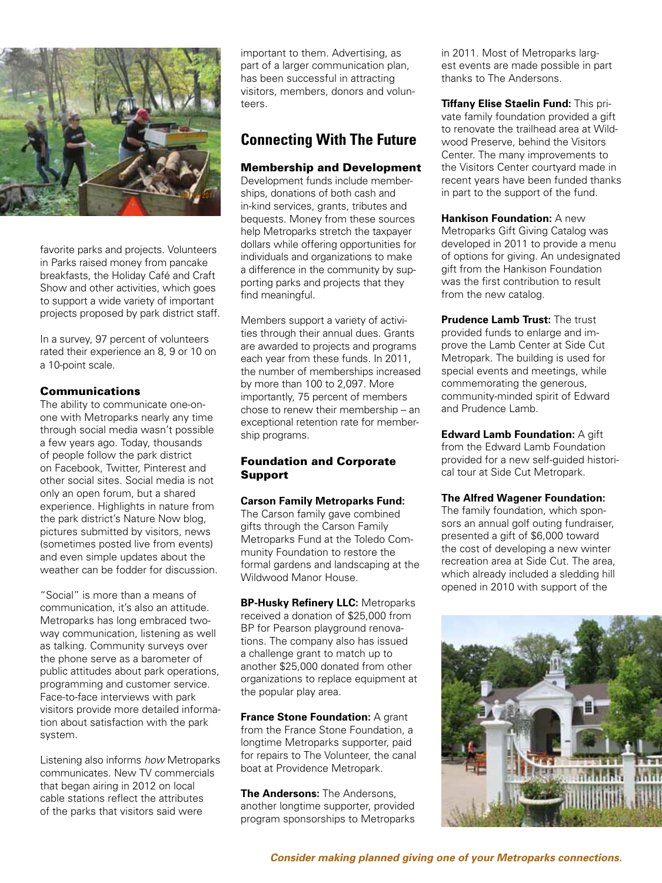favorite parks and projects. Volunteers in Parks raised money from pancake breakfasts, the Holiday Café and Craft Show and other activities, which goes to support a wide variety of important projects proposed by park district staff.

In a survey, 97 percent of volunteers rated their experience an 8, 9 or 10 on a 10-point scale.

### Communications

The ability to communicate one-on-one with Metroparks nearly any time through social media wasn't possible a few years ago. Today, thousands of people follow the park district on Facebook, Twitter, Pinterest and other social sites. Social media is not only an open forum, but a shared experience. Highlights in nature from the park district's Nature Now blog, pictures submitted by visitors, news (sometimes posted live from events) and even simple updates about the weather can be fodder for discussion.

"Social" is more than a means of communication, it's also an attitude. Metroparks has long embraced two-way communication, listening as well as talking. Community surveys over the phone serve as a barometer of public attitudes about park operations, programming and customer service. Face-to-face interviews with park visitors provide more detailed information about satisfaction with the park system.

Listening also informs *how* Metroparks communicates. New TV commercials that began airing in 2012 on local cable stations reflect the attributes of the parks that visitors said were important to them. Advertising, as part of a larger communication plan, has been successful in attracting visitors, members, donors and volunteers.

## Connecting With The Future

### Membership and Development

Development funds include memberships, donations of both cash and in-kind services, grants, tributes and bequests. Money from these sources help Metroparks stretch the taxpayer dollars while offering opportunities for individuals and organizations to make a difference in the community by supporting parks and projects that they find meaningful.

Members support a variety of activities through their annual dues. Grants are awarded to projects and programs each year from these funds. In 2011, the number of memberships increased by more than 100 to 2,097. More importantly, 75 percent of members chose to renew their membership – an exceptional retention rate for membership programs.

### Foundation and Corporate Support

**Carson Family Metroparks Fund:** The Carson family gave combined gifts through the Carson Family Metroparks Fund at the Toledo Community Foundation to restore the formal gardens and landscaping at the Wildwood Manor House.

**BP-Husky Refinery LLC:** Metroparks received a donation of $25,000 from BP for Pearson playground renovations. The company also has issued a challenge grant to match up to another $25,000 donated from other organizations to replace equipment at the popular play area.

**France Stone Foundation:** A grant from the France Stone Foundation, a longtime Metroparks supporter, paid for repairs to The Volunteer, the canal boat at Providence Metropark.

**The Andersons:** The Andersons, another longtime supporter, provided program sponsorships to Metroparks in 2011. Most of Metroparks largest events are made possible in part thanks to The Andersons.

**Tiffany Elise Staelin Fund:** This private family foundation provided a gift to renovate the trailhead area at Wildwood Preserve, behind the Visitors Center. The many improvements to the Visitors Center courtyard made in recent years have been funded thanks in part to the support of the fund.

**Hankison Foundation:** A new Metroparks Gift Giving Catalog was developed in 2011 to provide a menu of options for giving. An undesignated gift from the Hankison Foundation was the first contribution to result from the new catalog.

**Prudence Lamb Trust:** The trust provided funds to enlarge and improve the Lamb Center at Side Cut Metropark. The building is used for special events and meetings, while commemorating the generous, community-minded spirit of Edward and Prudence Lamb.

**Edward Lamb Foundation:** A gift from the Edward Lamb Foundation provided for a new self-guided historical tour at Side Cut Metropark.

**The Alfred Wagener Foundation:** The family foundation, which sponsors an annual golf outing fundraiser, presented a gift of $6,000 toward the cost of developing a new winter recreation area at Side Cut. The area, which already included a sledding hill opened in 2010 with support of the

***Consider making planned giving one of your Metroparks connections.***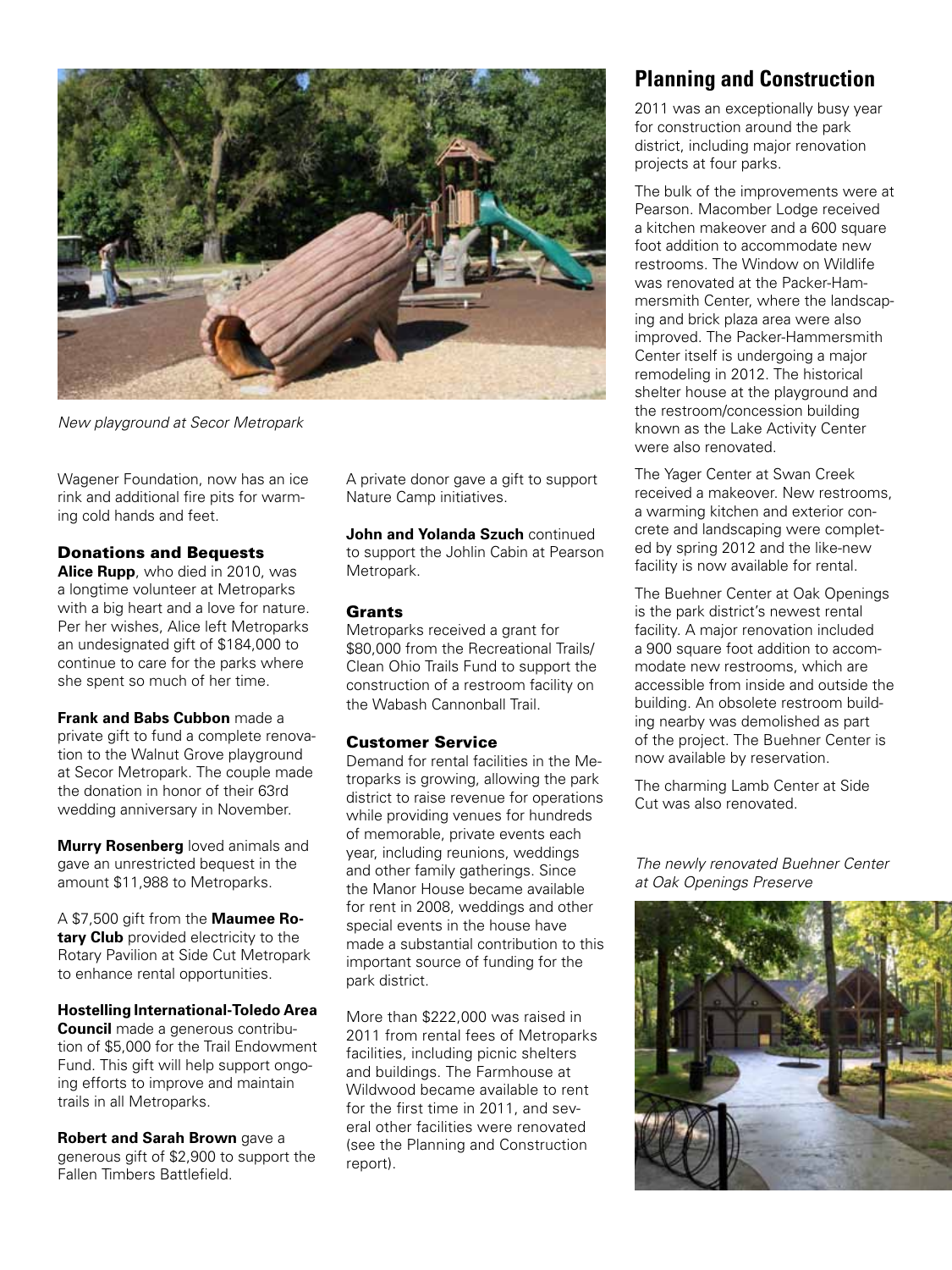*New playground at Secor Metropark*

Wagener Foundation, now has an ice rink and additional fire pits for warming cold hands and feet.

### Donations and Bequests

**Alice Rupp**, who died in 2010, was a longtime volunteer at Metroparks with a big heart and a love for nature. Per her wishes, Alice left Metroparks an undesignated gift of $184,000 to continue to care for the parks where she spent so much of her time.

**Frank and Babs Cubbon** made a private gift to fund a complete renovation to the Walnut Grove playground at Secor Metropark. The couple made the donation in honor of their 63rd wedding anniversary in November.

**Murry Rosenberg** loved animals and gave an unrestricted bequest in the amount $11,988 to Metroparks.

A $7,500 gift from the **Maumee Rotary Club** provided electricity to the Rotary Pavilion at Side Cut Metropark to enhance rental opportunities.

**Hostelling International-Toledo Area Council** made a generous contribution of $5,000 for the Trail Endowment Fund. This gift will help support ongoing efforts to improve and maintain trails in all Metroparks.

**Robert and Sarah Brown** gave a generous gift of $2,900 to support the Fallen Timbers Battlefield.

A private donor gave a gift to support Nature Camp initiatives.

**John and Yolanda Szuch** continued to support the Johlin Cabin at Pearson Metropark.

### Grants

Metroparks received a grant for $80,000 from the Recreational Trails/ Clean Ohio Trails Fund to support the construction of a restroom facility on the Wabash Cannonball Trail.

### Customer Service

Demand for rental facilities in the Metroparks is growing, allowing the park district to raise revenue for operations while providing venues for hundreds of memorable, private events each year, including reunions, weddings and other family gatherings. Since the Manor House became available for rent in 2008, weddings and other special events in the house have made a substantial contribution to this important source of funding for the park district.

More than $222,000 was raised in 2011 from rental fees of Metroparks facilities, including picnic shelters and buildings. The Farmhouse at Wildwood became available to rent for the first time in 2011, and several other facilities were renovated (see the Planning and Construction report).

## Planning and Construction

2011 was an exceptionally busy year for construction around the park district, including major renovation projects at four parks.

The bulk of the improvements were at Pearson. Macomber Lodge received a kitchen makeover and a 600 square foot addition to accommodate new restrooms. The Window on Wildlife was renovated at the Packer-Hammersmith Center, where the landscaping and brick plaza area were also improved. The Packer-Hammersmith Center itself is undergoing a major remodeling in 2012. The historical shelter house at the playground and the restroom/concession building known as the Lake Activity Center were also renovated.

The Yager Center at Swan Creek received a makeover. New restrooms, a warming kitchen and exterior concrete and landscaping were completed by spring 2012 and the like-new facility is now available for rental.

The Buehner Center at Oak Openings is the park district's newest rental facility. A major renovation included a 900 square foot addition to accommodate new restrooms, which are accessible from inside and outside the building. An obsolete restroom building nearby was demolished as part of the project. The Buehner Center is now available by reservation.

The charming Lamb Center at Side Cut was also renovated.

*The newly renovated Buehner Center at Oak Openings Preserve*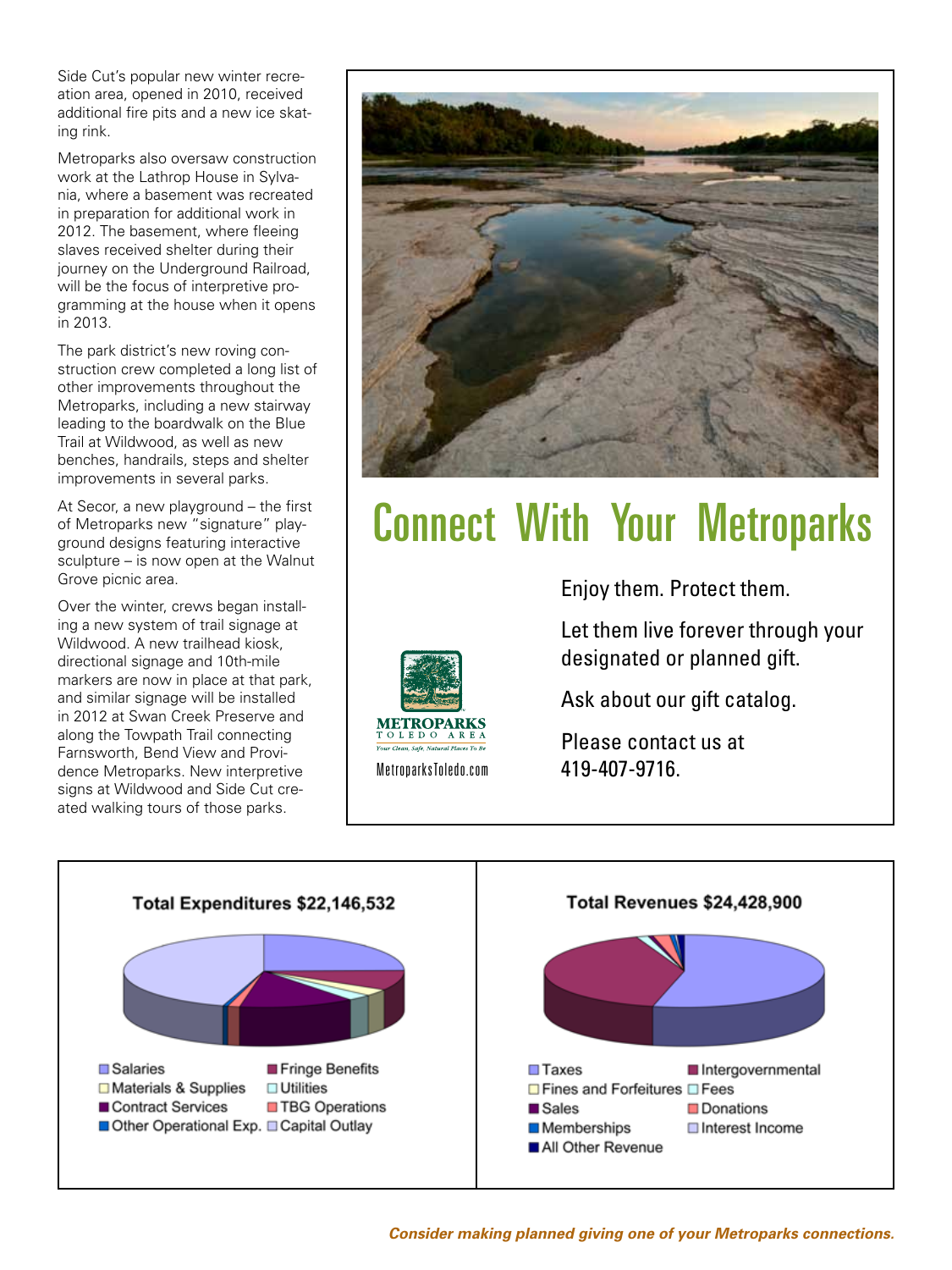Side Cut's popular new winter recreation area, opened in 2010, received additional fire pits and a new ice skating rink.

Metroparks also oversaw construction work at the Lathrop House in Sylvania, where a basement was recreated in preparation for additional work in 2012. The basement, where fleeing slaves received shelter during their journey on the Underground Railroad, will be the focus of interpretive programming at the house when it opens in 2013.

The park district's new roving construction crew completed a long list of other improvements throughout the Metroparks, including a new stairway leading to the boardwalk on the Blue Trail at Wildwood, as well as new benches, handrails, steps and shelter improvements in several parks.

At Secor, a new playground – the first of Metroparks new "signature" playground designs featuring interactive sculpture – is now open at the Walnut Grove picnic area.

Over the winter, crews began installing a new system of trail signage at Wildwood. A new trailhead kiosk, directional signage and 10th-mile markers are now in place at that park, and similar signage will be installed in 2012 at Swan Creek Preserve and along the Towpath Trail connecting Farnsworth, Bend View and Providence Metroparks. New interpretive signs at Wildwood and Side Cut created walking tours of those parks.

# Connect With Your Metroparks

Enjoy them. Protect them.

Let them live forever through your designated or planned gift.

Ask about our gift catalog.

Please contact us at 419-407-9716.

METROPARKS TOLEDO AREA
*Your Clean, Safe, Natural Places To Be*
MetroparksToledo.com

**Total Expenditures $22,146,532**

- Salaries
- Fringe Benefits
- Materials & Supplies
- Utilities
- Contract Services
- TBG Operations
- Other Operational Exp.
- Capital Outlay

**Total Revenues $24,428,900**

- Taxes
- Intergovernmental
- Fines and Forfeitures
- Fees
- Sales
- Donations
- Memberships
- Interest Income
- All Other Revenue

***Consider making planned giving one of your Metroparks connections.***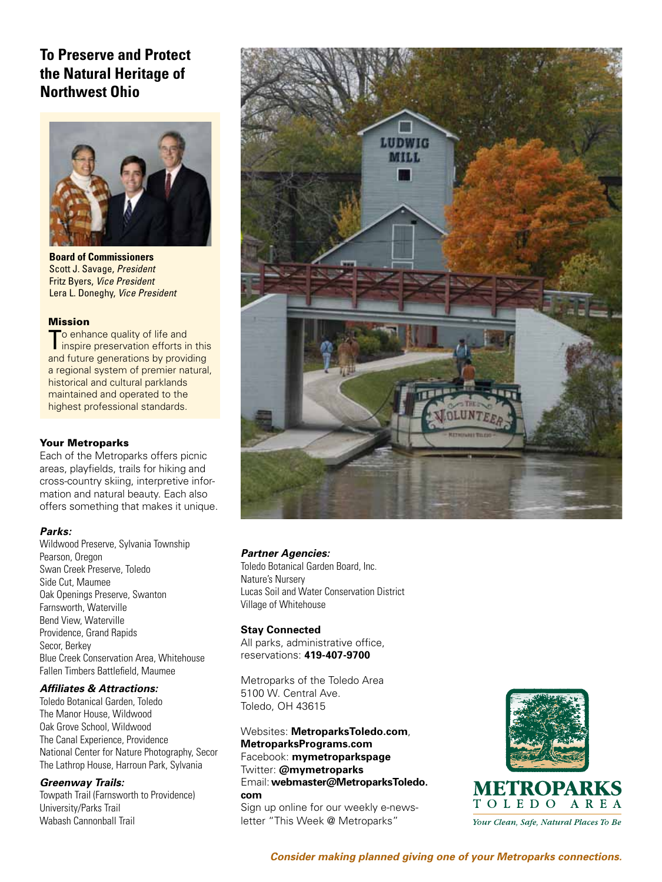## To Preserve and Protect the Natural Heritage of Northwest Ohio

**Board of Commissioners**
Scott J. Savage, *President*
Fritz Byers, *Vice President*
Lera L. Doneghy, *Vice President*

### Mission

To enhance quality of life and inspire preservation efforts in this and future generations by providing a regional system of premier natural, historical and cultural parklands maintained and operated to the highest professional standards.

### Your Metroparks

Each of the Metroparks offers picnic areas, playfields, trails for hiking and cross-country skiing, interpretive information and natural beauty. Each also offers something that makes it unique.

***Parks:***

Wildwood Preserve, Sylvania Township
Pearson, Oregon
Swan Creek Preserve, Toledo
Side Cut, Maumee
Oak Openings Preserve, Swanton
Farnsworth, Waterville
Bend View, Waterville
Providence, Grand Rapids
Secor, Berkey
Blue Creek Conservation Area, Whitehouse
Fallen Timbers Battlefield, Maumee

***Affiliates & Attractions:***

Toledo Botanical Garden, Toledo
The Manor House, Wildwood
Oak Grove School, Wildwood
The Canal Experience, Providence
National Center for Nature Photography, Secor
The Lathrop House, Harroun Park, Sylvania

***Greenway Trails:***

Towpath Trail (Farnsworth to Providence)
University/Parks Trail
Wabash Cannonball Trail

***Partner Agencies:***

Toledo Botanical Garden Board, Inc.
Nature's Nursery
Lucas Soil and Water Conservation District
Village of Whitehouse

### Stay Connected

All parks, administrative office, reservations: **419-407-9700**

Metroparks of the Toledo Area
5100 W. Central Ave.
Toledo, OH 43615

Websites: **MetroparksToledo.com**, **MetroparksPrograms.com**
Facebook: **mymetroparkspage**
Twitter: **@mymetroparks**
Email: **webmaster@MetroparksToledo.com**
Sign up online for our weekly e-newsletter "This Week @ Metroparks"

METROPARKS TOLEDO AREA
*Your Clean, Safe, Natural Places To Be*

***Consider making planned giving one of your Metroparks connections.***